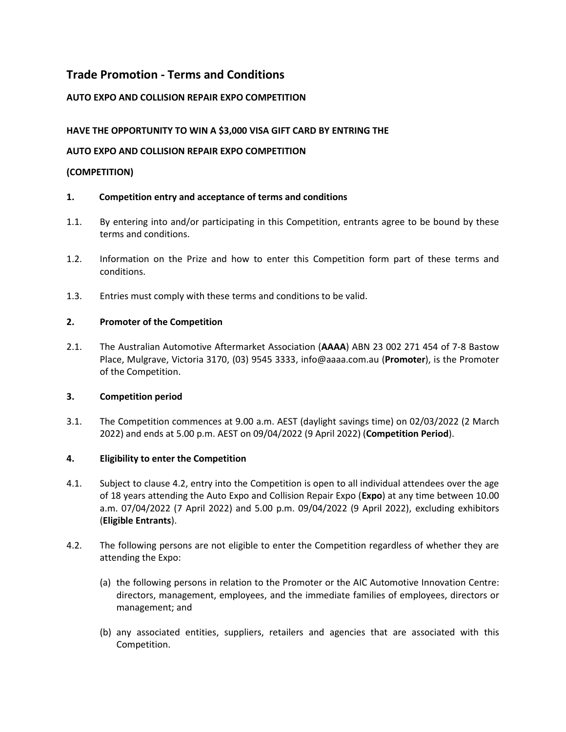# Trade Promotion - Terms and Conditions

**AUTO EXPO AND COLLISION REPAIR EXPO COMPETITION**

**HAVE THE OPPORTUNITY TO WIN A $3,000 VISA GIFT CARD BY ENTRING THE**

**AUTO EXPO AND COLLISION REPAIR EXPO COMPETITION**

**(COMPETITION)**

## 1. Competition entry and acceptance of terms and conditions

1.1. By entering into and/or participating in this Competition, entrants agree to be bound by these terms and conditions.

1.2. Information on the Prize and how to enter this Competition form part of these terms and conditions.

1.3. Entries must comply with these terms and conditions to be valid.

## 2. Promoter of the Competition

2.1. The Australian Automotive Aftermarket Association (**AAAA**) ABN 23 002 271 454 of 7-8 Bastow Place, Mulgrave, Victoria 3170, (03) 9545 3333, info@aaaa.com.au (**Promoter**), is the Promoter of the Competition.

## 3. Competition period

3.1. The Competition commences at 9.00 a.m. AEST (daylight savings time) on 02/03/2022 (2 March 2022) and ends at 5.00 p.m. AEST on 09/04/2022 (9 April 2022) (**Competition Period**).

## 4. Eligibility to enter the Competition

4.1. Subject to clause 4.2, entry into the Competition is open to all individual attendees over the age of 18 years attending the Auto Expo and Collision Repair Expo (**Expo**) at any time between 10.00 a.m. 07/04/2022 (7 April 2022) and 5.00 p.m. 09/04/2022 (9 April 2022), excluding exhibitors (**Eligible Entrants**).

4.2. The following persons are not eligible to enter the Competition regardless of whether they are attending the Expo:

(a) the following persons in relation to the Promoter or the AIC Automotive Innovation Centre: directors, management, employees, and the immediate families of employees, directors or management; and

(b) any associated entities, suppliers, retailers and agencies that are associated with this Competition.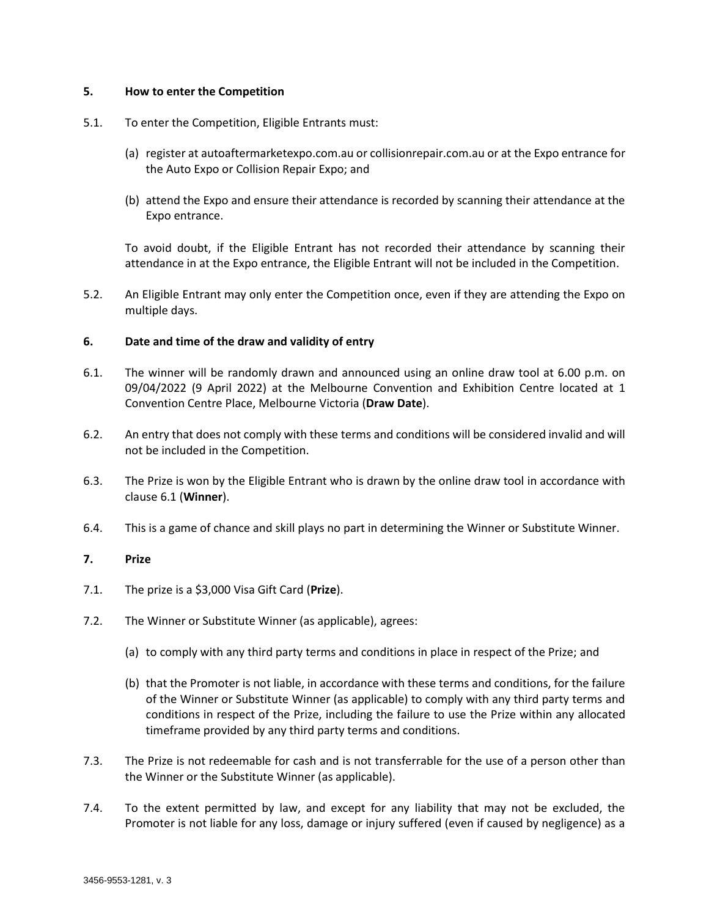## 5. How to enter the Competition

5.1. To enter the Competition, Eligible Entrants must:

(a) register at autoaftermarketexpo.com.au or collisionrepair.com.au or at the Expo entrance for the Auto Expo or Collision Repair Expo; and

(b) attend the Expo and ensure their attendance is recorded by scanning their attendance at the Expo entrance.

To avoid doubt, if the Eligible Entrant has not recorded their attendance by scanning their attendance in at the Expo entrance, the Eligible Entrant will not be included in the Competition.

5.2. An Eligible Entrant may only enter the Competition once, even if they are attending the Expo on multiple days.

## 6. Date and time of the draw and validity of entry

6.1. The winner will be randomly drawn and announced using an online draw tool at 6.00 p.m. on 09/04/2022 (9 April 2022) at the Melbourne Convention and Exhibition Centre located at 1 Convention Centre Place, Melbourne Victoria (**Draw Date**).

6.2. An entry that does not comply with these terms and conditions will be considered invalid and will not be included in the Competition.

6.3. The Prize is won by the Eligible Entrant who is drawn by the online draw tool in accordance with clause 6.1 (**Winner**).

6.4. This is a game of chance and skill plays no part in determining the Winner or Substitute Winner.

## 7. Prize

7.1. The prize is a $3,000 Visa Gift Card (**Prize**).

7.2. The Winner or Substitute Winner (as applicable), agrees:

(a) to comply with any third party terms and conditions in place in respect of the Prize; and

(b) that the Promoter is not liable, in accordance with these terms and conditions, for the failure of the Winner or Substitute Winner (as applicable) to comply with any third party terms and conditions in respect of the Prize, including the failure to use the Prize within any allocated timeframe provided by any third party terms and conditions.

7.3. The Prize is not redeemable for cash and is not transferrable for the use of a person other than the Winner or the Substitute Winner (as applicable).

7.4. To the extent permitted by law, and except for any liability that may not be excluded, the Promoter is not liable for any loss, damage or injury suffered (even if caused by negligence) as a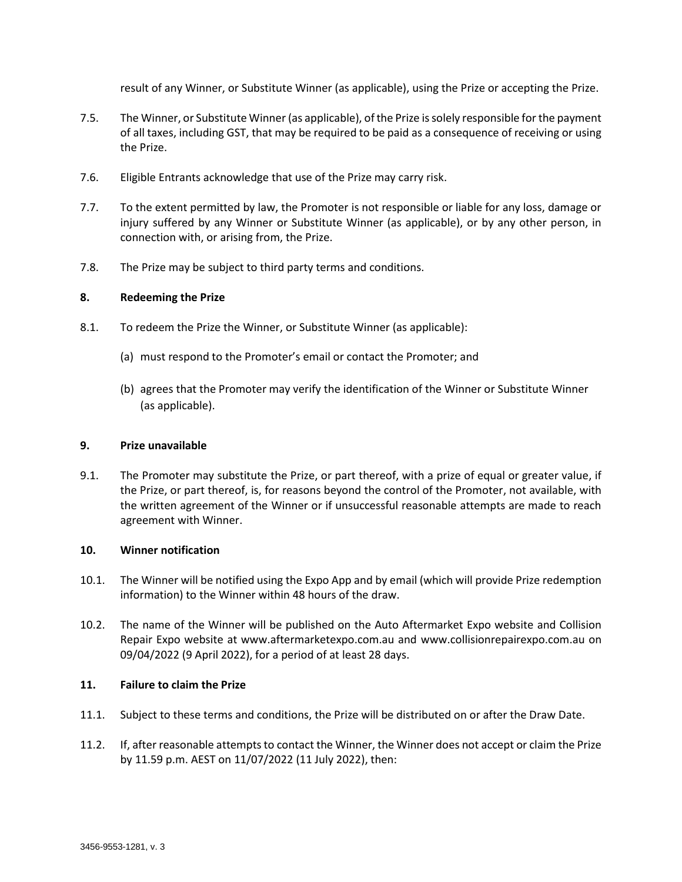result of any Winner, or Substitute Winner (as applicable), using the Prize or accepting the Prize.

7.5. The Winner, or Substitute Winner (as applicable), of the Prize is solely responsible for the payment of all taxes, including GST, that may be required to be paid as a consequence of receiving or using the Prize.

7.6. Eligible Entrants acknowledge that use of the Prize may carry risk.

7.7. To the extent permitted by law, the Promoter is not responsible or liable for any loss, damage or injury suffered by any Winner or Substitute Winner (as applicable), or by any other person, in connection with, or arising from, the Prize.

7.8. The Prize may be subject to third party terms and conditions.

**8. Redeeming the Prize**

8.1. To redeem the Prize the Winner, or Substitute Winner (as applicable):

(a) must respond to the Promoter's email or contact the Promoter; and

(b) agrees that the Promoter may verify the identification of the Winner or Substitute Winner (as applicable).

**9. Prize unavailable**

9.1. The Promoter may substitute the Prize, or part thereof, with a prize of equal or greater value, if the Prize, or part thereof, is, for reasons beyond the control of the Promoter, not available, with the written agreement of the Winner or if unsuccessful reasonable attempts are made to reach agreement with Winner.

**10. Winner notification**

10.1. The Winner will be notified using the Expo App and by email (which will provide Prize redemption information) to the Winner within 48 hours of the draw.

10.2. The name of the Winner will be published on the Auto Aftermarket Expo website and Collision Repair Expo website at www.aftermarketexpo.com.au and www.collisionrepairexpo.com.au on 09/04/2022 (9 April 2022), for a period of at least 28 days.

**11. Failure to claim the Prize**

11.1. Subject to these terms and conditions, the Prize will be distributed on or after the Draw Date.

11.2. If, after reasonable attempts to contact the Winner, the Winner does not accept or claim the Prize by 11.59 p.m. AEST on 11/07/2022 (11 July 2022), then: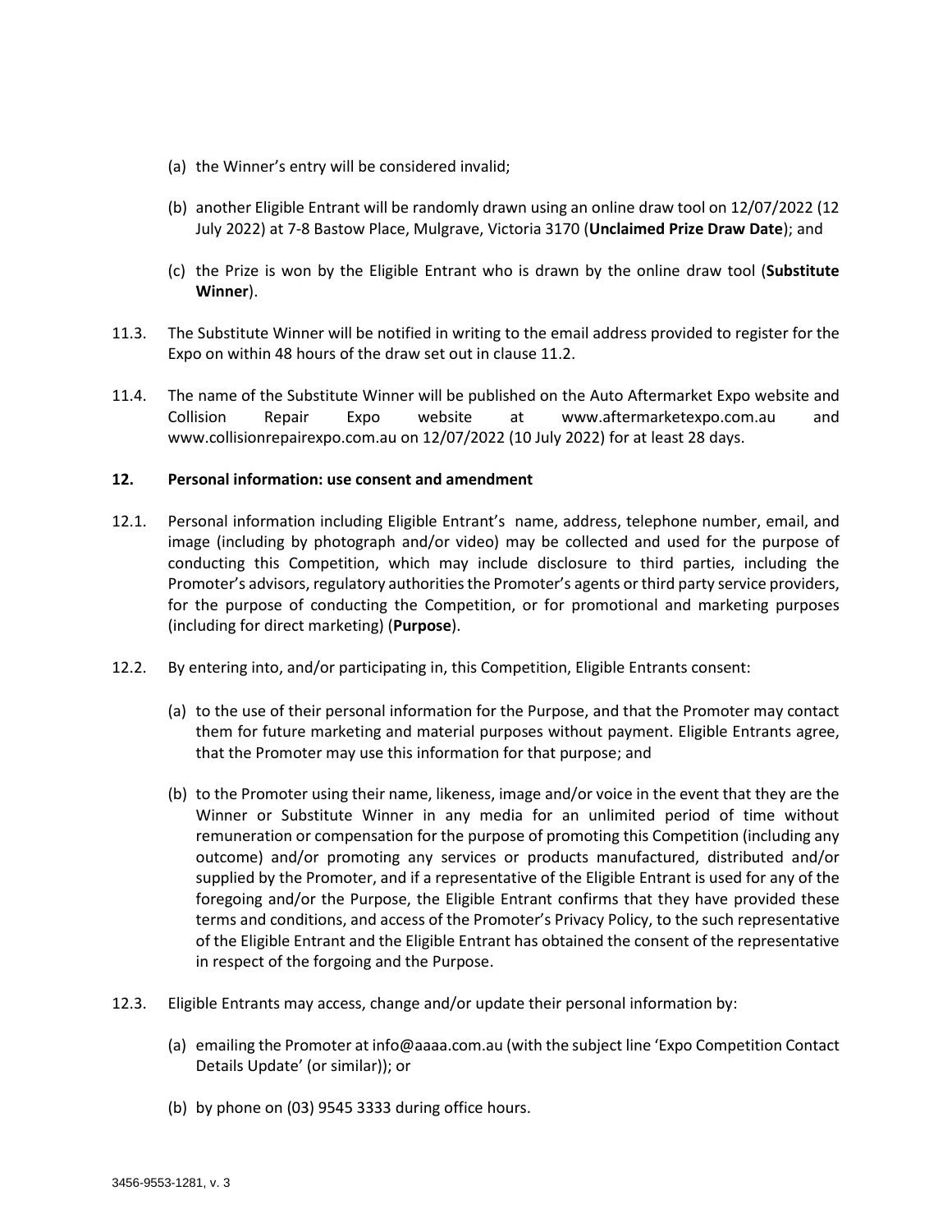(a) the Winner's entry will be considered invalid;

(b) another Eligible Entrant will be randomly drawn using an online draw tool on 12/07/2022 (12 July 2022) at 7-8 Bastow Place, Mulgrave, Victoria 3170 (**Unclaimed Prize Draw Date**); and

(c) the Prize is won by the Eligible Entrant who is drawn by the online draw tool (**Substitute Winner**).

11.3. The Substitute Winner will be notified in writing to the email address provided to register for the Expo on within 48 hours of the draw set out in clause 11.2.

11.4. The name of the Substitute Winner will be published on the Auto Aftermarket Expo website and Collision Repair Expo website at www.aftermarketexpo.com.au and www.collisionrepairexpo.com.au on 12/07/2022 (10 July 2022) for at least 28 days.

**12. Personal information: use consent and amendment**

12.1. Personal information including Eligible Entrant's name, address, telephone number, email, and image (including by photograph and/or video) may be collected and used for the purpose of conducting this Competition, which may include disclosure to third parties, including the Promoter's advisors, regulatory authorities the Promoter's agents or third party service providers, for the purpose of conducting the Competition, or for promotional and marketing purposes (including for direct marketing) (**Purpose**).

12.2. By entering into, and/or participating in, this Competition, Eligible Entrants consent:

(a) to the use of their personal information for the Purpose, and that the Promoter may contact them for future marketing and material purposes without payment. Eligible Entrants agree, that the Promoter may use this information for that purpose; and

(b) to the Promoter using their name, likeness, image and/or voice in the event that they are the Winner or Substitute Winner in any media for an unlimited period of time without remuneration or compensation for the purpose of promoting this Competition (including any outcome) and/or promoting any services or products manufactured, distributed and/or supplied by the Promoter, and if a representative of the Eligible Entrant is used for any of the foregoing and/or the Purpose, the Eligible Entrant confirms that they have provided these terms and conditions, and access of the Promoter's Privacy Policy, to the such representative of the Eligible Entrant and the Eligible Entrant has obtained the consent of the representative in respect of the forgoing and the Purpose.

12.3. Eligible Entrants may access, change and/or update their personal information by:

(a) emailing the Promoter at info@aaaa.com.au (with the subject line 'Expo Competition Contact Details Update' (or similar)); or

(b) by phone on (03) 9545 3333 during office hours.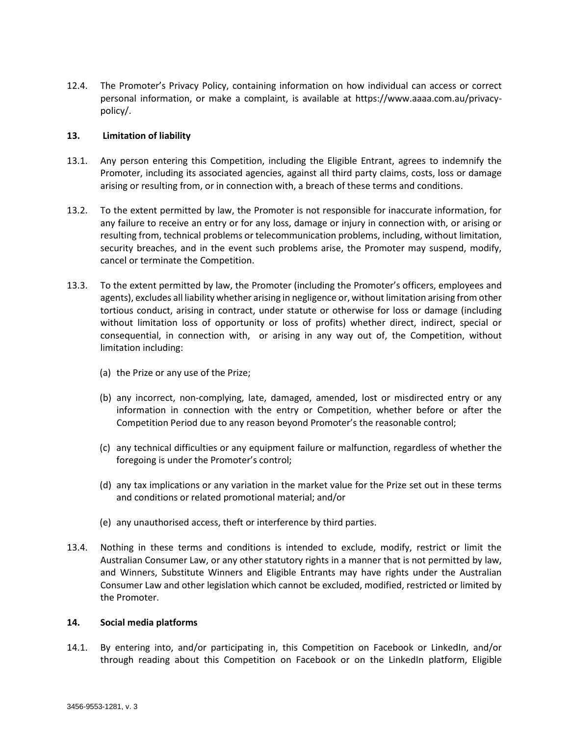12.4. The Promoter's Privacy Policy, containing information on how individual can access or correct personal information, or make a complaint, is available at https://www.aaaa.com.au/privacy-policy/.

## 13. Limitation of liability

13.1. Any person entering this Competition, including the Eligible Entrant, agrees to indemnify the Promoter, including its associated agencies, against all third party claims, costs, loss or damage arising or resulting from, or in connection with, a breach of these terms and conditions.

13.2. To the extent permitted by law, the Promoter is not responsible for inaccurate information, for any failure to receive an entry or for any loss, damage or injury in connection with, or arising or resulting from, technical problems or telecommunication problems, including, without limitation, security breaches, and in the event such problems arise, the Promoter may suspend, modify, cancel or terminate the Competition.

13.3. To the extent permitted by law, the Promoter (including the Promoter's officers, employees and agents), excludes all liability whether arising in negligence or, without limitation arising from other tortious conduct, arising in contract, under statute or otherwise for loss or damage (including without limitation loss of opportunity or loss of profits) whether direct, indirect, special or consequential, in connection with, or arising in any way out of, the Competition, without limitation including:

(a) the Prize or any use of the Prize;

(b) any incorrect, non-complying, late, damaged, amended, lost or misdirected entry or any information in connection with the entry or Competition, whether before or after the Competition Period due to any reason beyond Promoter's the reasonable control;

(c) any technical difficulties or any equipment failure or malfunction, regardless of whether the foregoing is under the Promoter's control;

(d) any tax implications or any variation in the market value for the Prize set out in these terms and conditions or related promotional material; and/or

(e) any unauthorised access, theft or interference by third parties.

13.4. Nothing in these terms and conditions is intended to exclude, modify, restrict or limit the Australian Consumer Law, or any other statutory rights in a manner that is not permitted by law, and Winners, Substitute Winners and Eligible Entrants may have rights under the Australian Consumer Law and other legislation which cannot be excluded, modified, restricted or limited by the Promoter.

## 14. Social media platforms

14.1. By entering into, and/or participating in, this Competition on Facebook or LinkedIn, and/or through reading about this Competition on Facebook or on the LinkedIn platform, Eligible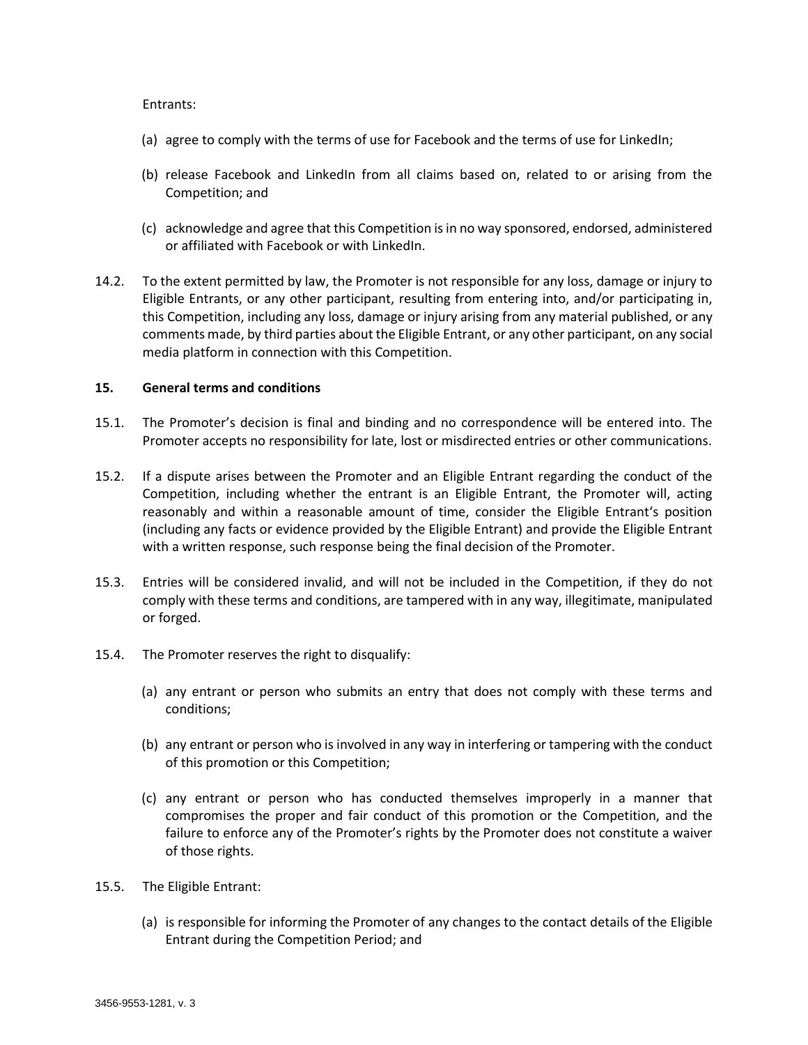Entrants:

(a) agree to comply with the terms of use for Facebook and the terms of use for LinkedIn;

(b) release Facebook and LinkedIn from all claims based on, related to or arising from the Competition; and

(c) acknowledge and agree that this Competition is in no way sponsored, endorsed, administered or affiliated with Facebook or with LinkedIn.

14.2. To the extent permitted by law, the Promoter is not responsible for any loss, damage or injury to Eligible Entrants, or any other participant, resulting from entering into, and/or participating in, this Competition, including any loss, damage or injury arising from any material published, or any comments made, by third parties about the Eligible Entrant, or any other participant, on any social media platform in connection with this Competition.

**15. General terms and conditions**

15.1. The Promoter's decision is final and binding and no correspondence will be entered into. The Promoter accepts no responsibility for late, lost or misdirected entries or other communications.

15.2. If a dispute arises between the Promoter and an Eligible Entrant regarding the conduct of the Competition, including whether the entrant is an Eligible Entrant, the Promoter will, acting reasonably and within a reasonable amount of time, consider the Eligible Entrant's position (including any facts or evidence provided by the Eligible Entrant) and provide the Eligible Entrant with a written response, such response being the final decision of the Promoter.

15.3. Entries will be considered invalid, and will not be included in the Competition, if they do not comply with these terms and conditions, are tampered with in any way, illegitimate, manipulated or forged.

15.4. The Promoter reserves the right to disqualify:

(a) any entrant or person who submits an entry that does not comply with these terms and conditions;

(b) any entrant or person who is involved in any way in interfering or tampering with the conduct of this promotion or this Competition;

(c) any entrant or person who has conducted themselves improperly in a manner that compromises the proper and fair conduct of this promotion or the Competition, and the failure to enforce any of the Promoter's rights by the Promoter does not constitute a waiver of those rights.

15.5. The Eligible Entrant:

(a) is responsible for informing the Promoter of any changes to the contact details of the Eligible Entrant during the Competition Period; and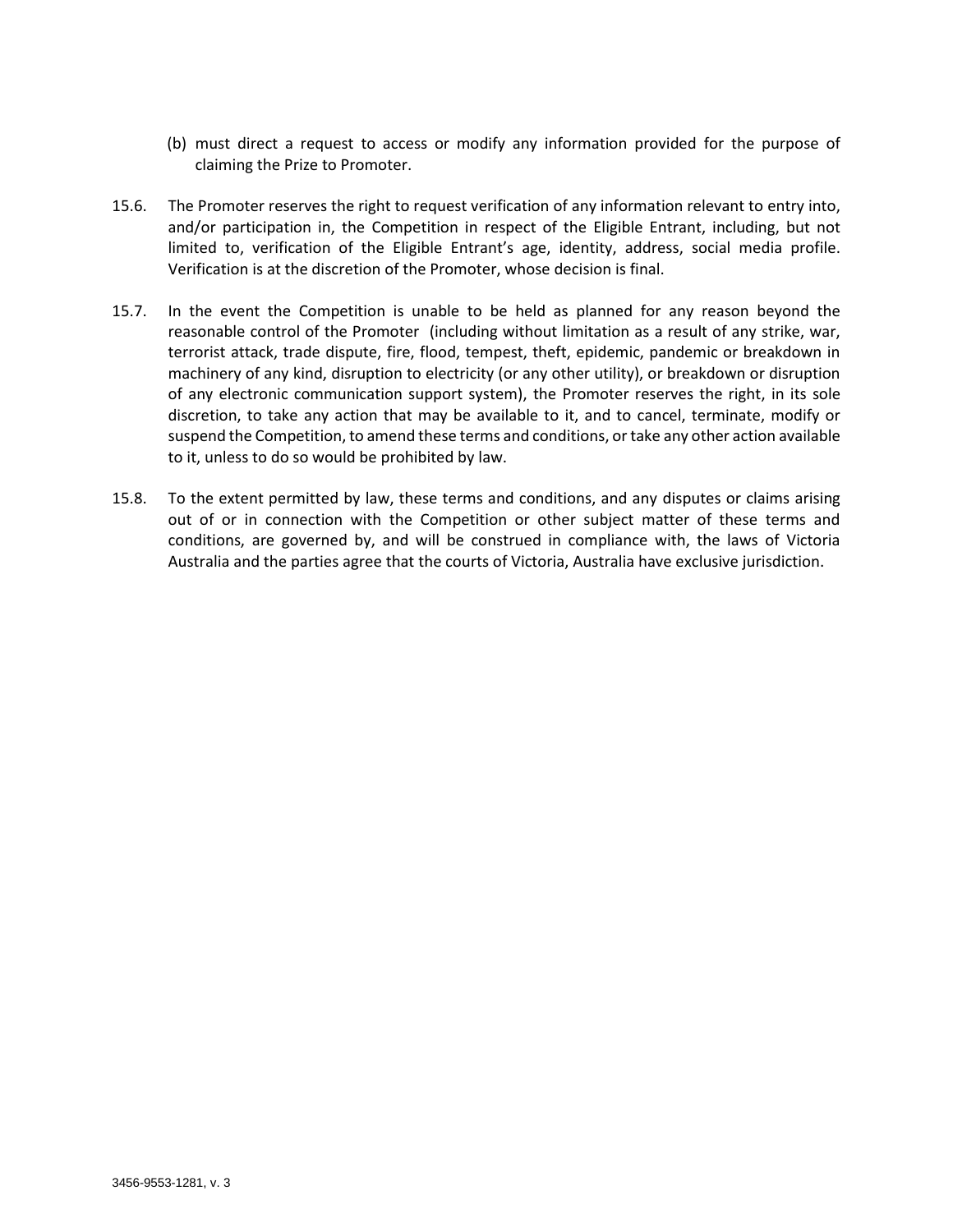(b) must direct a request to access or modify any information provided for the purpose of claiming the Prize to Promoter.

15.6. The Promoter reserves the right to request verification of any information relevant to entry into, and/or participation in, the Competition in respect of the Eligible Entrant, including, but not limited to, verification of the Eligible Entrant's age, identity, address, social media profile. Verification is at the discretion of the Promoter, whose decision is final.

15.7. In the event the Competition is unable to be held as planned for any reason beyond the reasonable control of the Promoter (including without limitation as a result of any strike, war, terrorist attack, trade dispute, fire, flood, tempest, theft, epidemic, pandemic or breakdown in machinery of any kind, disruption to electricity (or any other utility), or breakdown or disruption of any electronic communication support system), the Promoter reserves the right, in its sole discretion, to take any action that may be available to it, and to cancel, terminate, modify or suspend the Competition, to amend these terms and conditions, or take any other action available to it, unless to do so would be prohibited by law.

15.8. To the extent permitted by law, these terms and conditions, and any disputes or claims arising out of or in connection with the Competition or other subject matter of these terms and conditions, are governed by, and will be construed in compliance with, the laws of Victoria Australia and the parties agree that the courts of Victoria, Australia have exclusive jurisdiction.